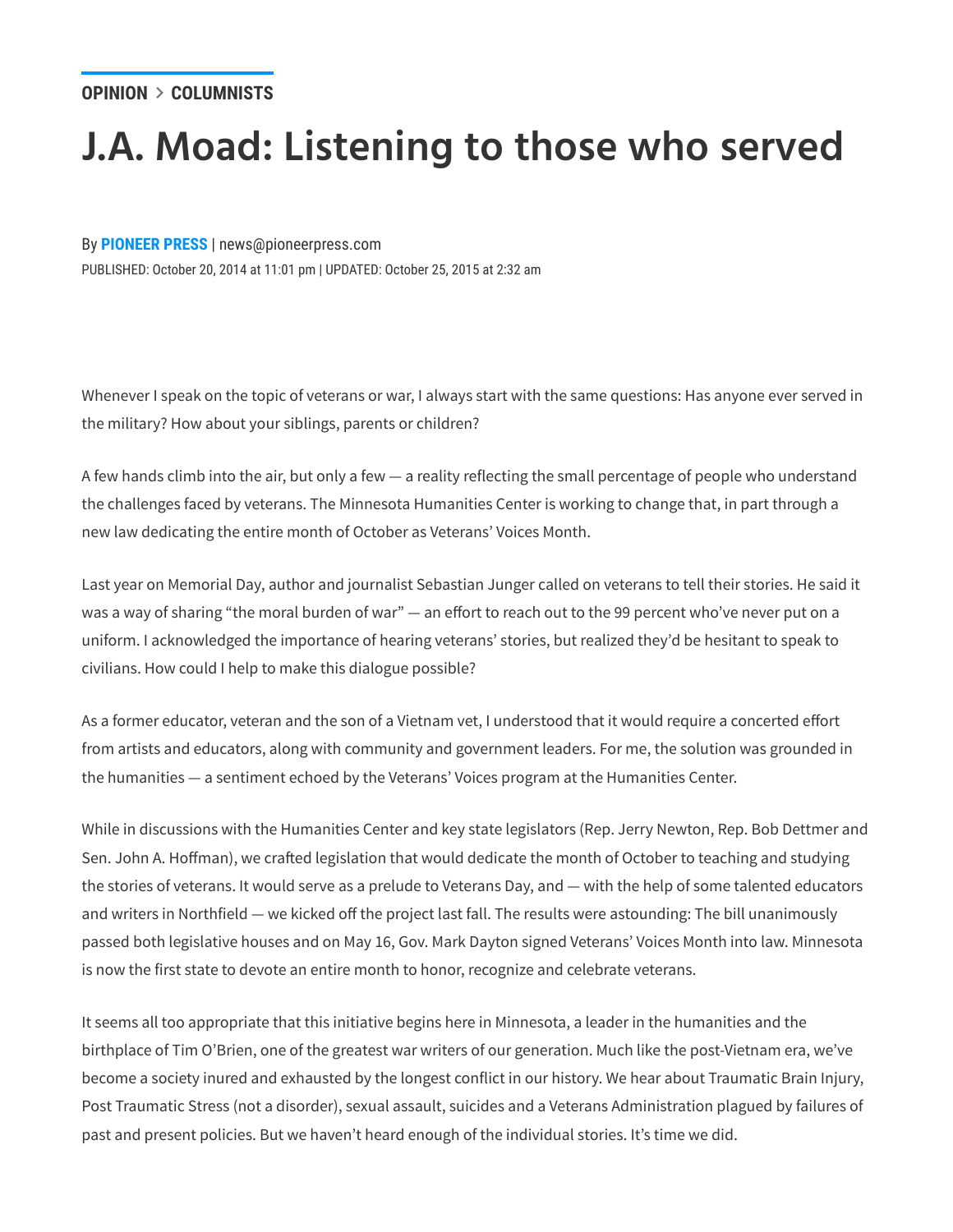OPINION > COLUMNISTS

# J.A. Moad: Listening to those who served

By **PIONEER PRESS** | news@pioneerpress.com

PUBLISHED: October 20, 2014 at 11:01 pm | UPDATED: October 25, 2015 at 2:32 am

Whenever I speak on the topic of veterans or war, I always start with the same questions: Has anyone ever served in the military? How about your siblings, parents or children?

A few hands climb into the air, but only a few — a reality reflecting the small percentage of people who understand the challenges faced by veterans. The Minnesota Humanities Center is working to change that, in part through a new law dedicating the entire month of October as Veterans' Voices Month.

Last year on Memorial Day, author and journalist Sebastian Junger called on veterans to tell their stories. He said it was a way of sharing "the moral burden of war" — an effort to reach out to the 99 percent who've never put on a uniform. I acknowledged the importance of hearing veterans' stories, but realized they'd be hesitant to speak to civilians. How could I help to make this dialogue possible?

As a former educator, veteran and the son of a Vietnam vet, I understood that it would require a concerted effort from artists and educators, along with community and government leaders. For me, the solution was grounded in the humanities — a sentiment echoed by the Veterans' Voices program at the Humanities Center.

While in discussions with the Humanities Center and key state legislators (Rep. Jerry Newton, Rep. Bob Dettmer and Sen. John A. Hoffman), we crafted legislation that would dedicate the month of October to teaching and studying the stories of veterans. It would serve as a prelude to Veterans Day, and — with the help of some talented educators and writers in Northfield — we kicked off the project last fall. The results were astounding: The bill unanimously passed both legislative houses and on May 16, Gov. Mark Dayton signed Veterans' Voices Month into law. Minnesota is now the first state to devote an entire month to honor, recognize and celebrate veterans.

It seems all too appropriate that this initiative begins here in Minnesota, a leader in the humanities and the birthplace of Tim O'Brien, one of the greatest war writers of our generation. Much like the post-Vietnam era, we've become a society inured and exhausted by the longest conflict in our history. We hear about Traumatic Brain Injury, Post Traumatic Stress (not a disorder), sexual assault, suicides and a Veterans Administration plagued by failures of past and present policies. But we haven't heard enough of the individual stories. It's time we did.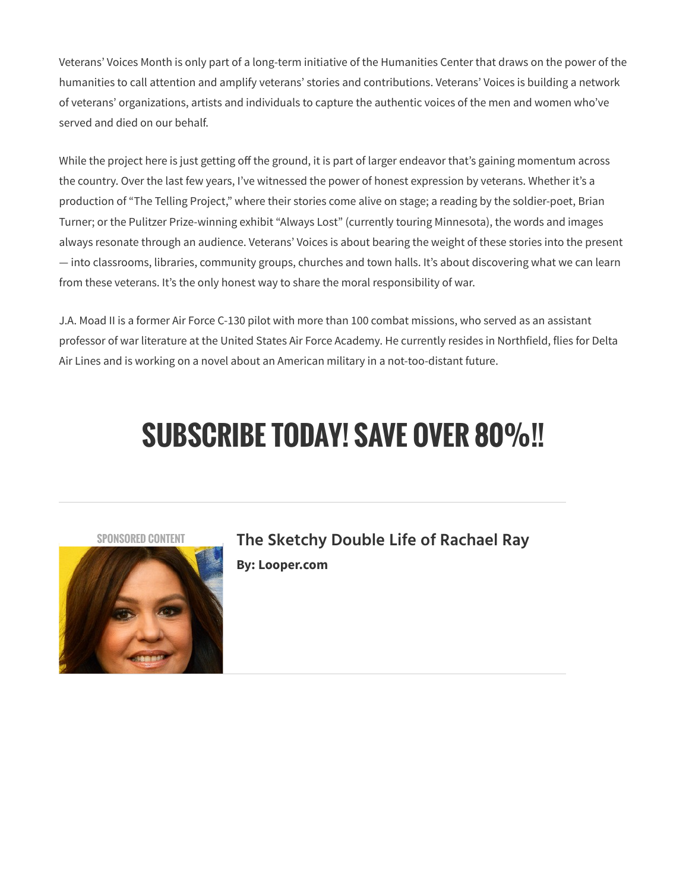Veterans' Voices Month is only part of a long-term initiative of the Humanities Center that draws on the power of the humanities to call attention and amplify veterans' stories and contributions. Veterans' Voices is building a network of veterans' organizations, artists and individuals to capture the authentic voices of the men and women who've served and died on our behalf.

While the project here is just getting off the ground, it is part of larger endeavor that's gaining momentum across the country. Over the last few years, I've witnessed the power of honest expression by veterans. Whether it's a production of "The Telling Project," where their stories come alive on stage; a reading by the soldier-poet, Brian Turner; or the Pulitzer Prize-winning exhibit "Always Lost" (currently touring Minnesota), the words and images always resonate through an audience. Veterans' Voices is about bearing the weight of these stories into the present — into classrooms, libraries, community groups, churches and town halls. It's about discovering what we can learn from these veterans. It's the only honest way to share the moral responsibility of war.

J.A. Moad II is a former Air Force C-130 pilot with more than 100 combat missions, who served as an assistant professor of war literature at the United States Air Force Academy. He currently resides in Northfield, flies for Delta Air Lines and is working on a novel about an American military in a not-too-distant future.

# SUBSCRIBE TODAY! SAVE OVER 80%!!

SPONSORED CONTENT

**The Sketchy Double Life of Rachael Ray**

**By: Looper.com**